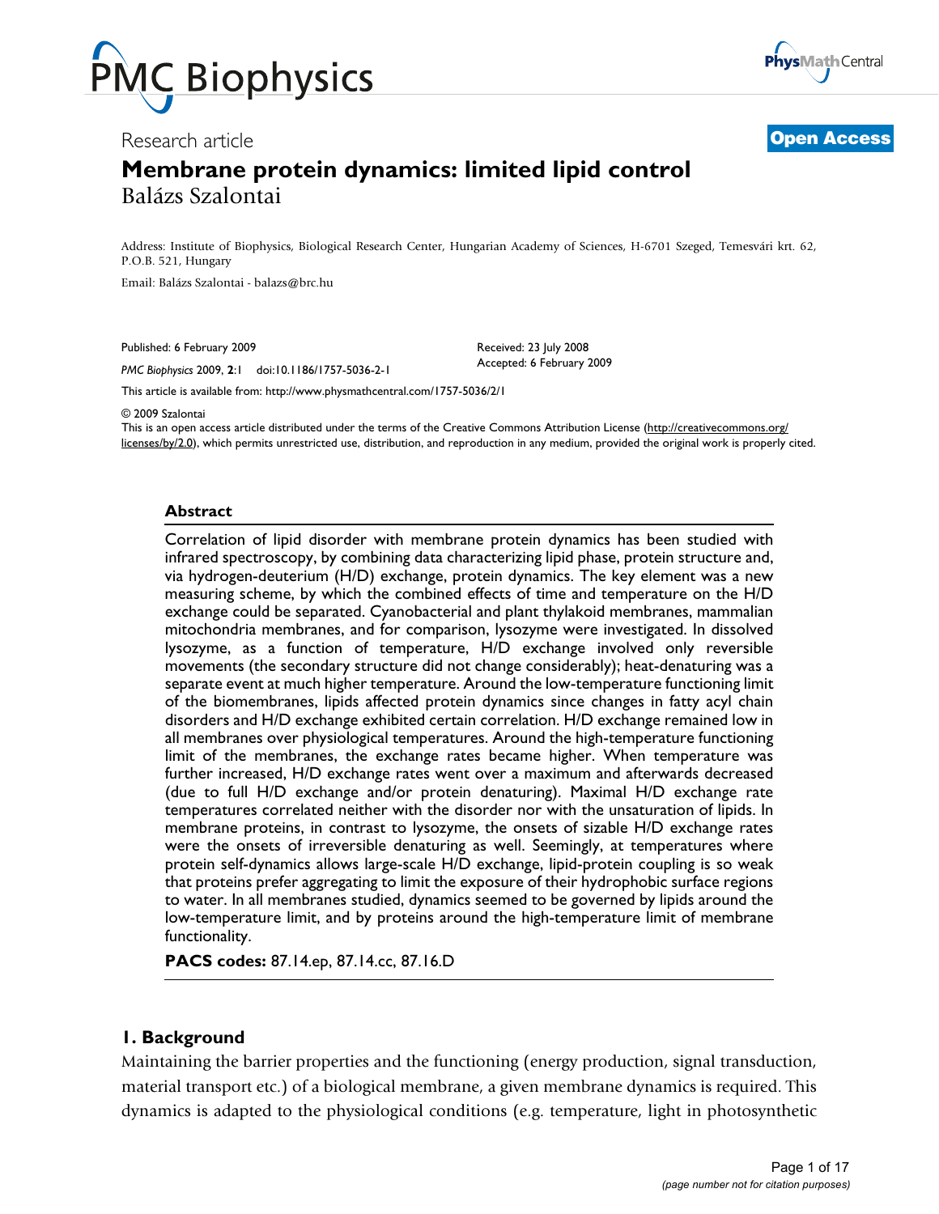Research article

**Open Access**

# Membrane protein dynamics: limited lipid control

Balázs Szalontai

Address: Institute of Biophysics, Biological Research Center, Hungarian Academy of Sciences, H-6701 Szeged, Temesvári krt. 62, P.O.B. 521, Hungary

Email: Balázs Szalontai - balazs@brc.hu

Published: 6 February 2009

*PMC Biophysics* 2009, **2**:1 doi:10.1186/1757-5036-2-1

Received: 23 July 2008
Accepted: 6 February 2009

This article is available from: http://www.physmathcentral.com/1757-5036/2/1

© 2009 Szalontai

This is an open access article distributed under the terms of the Creative Commons Attribution License (http://creativecommons.org/licenses/by/2.0), which permits unrestricted use, distribution, and reproduction in any medium, provided the original work is properly cited.

## Abstract

Correlation of lipid disorder with membrane protein dynamics has been studied with infrared spectroscopy, by combining data characterizing lipid phase, protein structure and, via hydrogen-deuterium (H/D) exchange, protein dynamics. The key element was a new measuring scheme, by which the combined effects of time and temperature on the H/D exchange could be separated. Cyanobacterial and plant thylakoid membranes, mammalian mitochondria membranes, and for comparison, lysozyme were investigated. In dissolved lysozyme, as a function of temperature, H/D exchange involved only reversible movements (the secondary structure did not change considerably); heat-denaturing was a separate event at much higher temperature. Around the low-temperature functioning limit of the biomembranes, lipids affected protein dynamics since changes in fatty acyl chain disorders and H/D exchange exhibited certain correlation. H/D exchange remained low in all membranes over physiological temperatures. Around the high-temperature functioning limit of the membranes, the exchange rates became higher. When temperature was further increased, H/D exchange rates went over a maximum and afterwards decreased (due to full H/D exchange and/or protein denaturing). Maximal H/D exchange rate temperatures correlated neither with the disorder nor with the unsaturation of lipids. In membrane proteins, in contrast to lysozyme, the onsets of sizable H/D exchange rates were the onsets of irreversible denaturing as well. Seemingly, at temperatures where protein self-dynamics allows large-scale H/D exchange, lipid-protein coupling is so weak that proteins prefer aggregating to limit the exposure of their hydrophobic surface regions to water. In all membranes studied, dynamics seemed to be governed by lipids around the low-temperature limit, and by proteins around the high-temperature limit of membrane functionality.

**PACS codes:** 87.14.ep, 87.14.cc, 87.16.D

## 1. Background

Maintaining the barrier properties and the functioning (energy production, signal transduction, material transport etc.) of a biological membrane, a given membrane dynamics is required. This dynamics is adapted to the physiological conditions (e.g. temperature, light in photosynthetic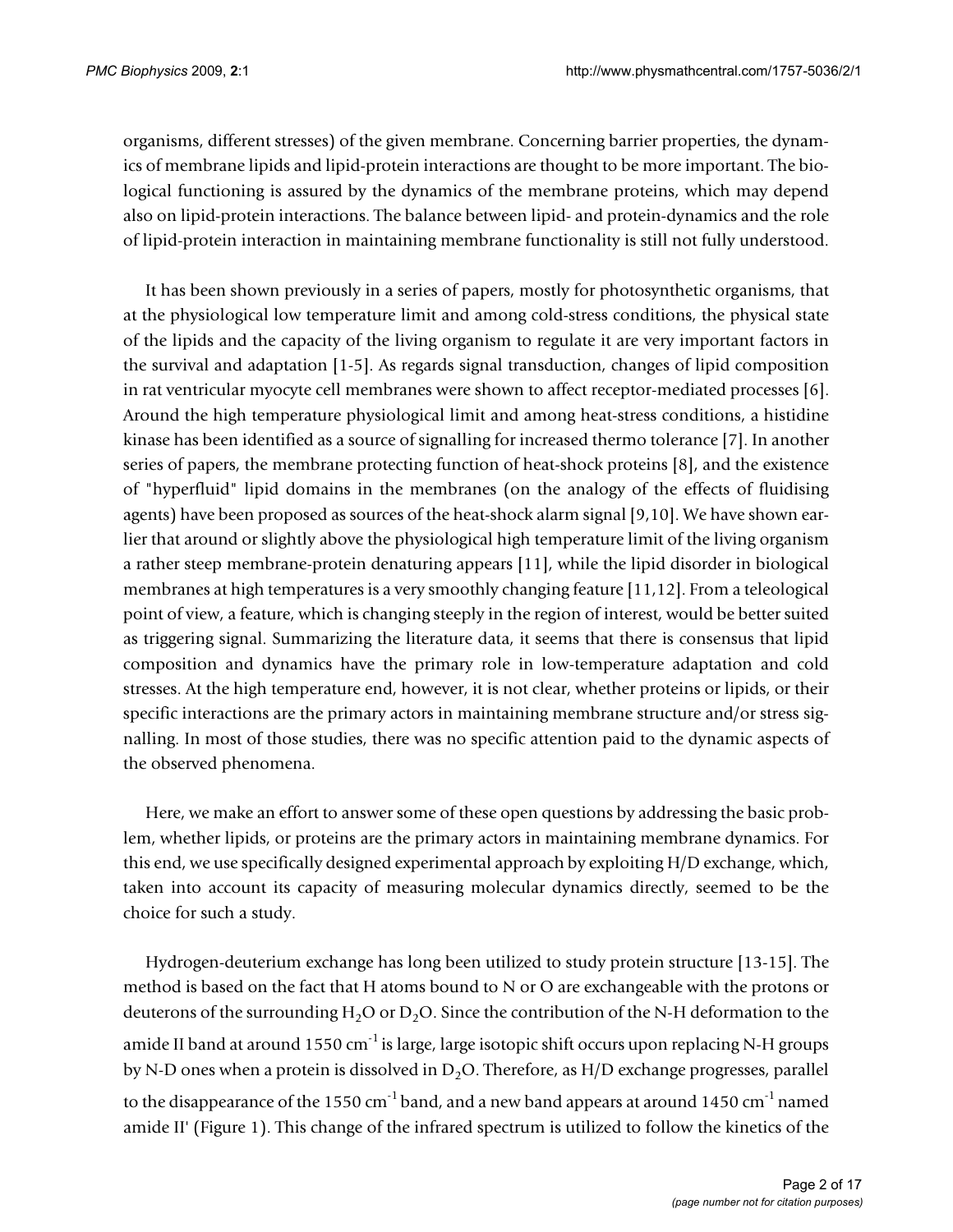organisms, different stresses) of the given membrane. Concerning barrier properties, the dynamics of membrane lipids and lipid-protein interactions are thought to be more important. The biological functioning is assured by the dynamics of the membrane proteins, which may depend also on lipid-protein interactions. The balance between lipid- and protein-dynamics and the role of lipid-protein interaction in maintaining membrane functionality is still not fully understood.

It has been shown previously in a series of papers, mostly for photosynthetic organisms, that at the physiological low temperature limit and among cold-stress conditions, the physical state of the lipids and the capacity of the living organism to regulate it are very important factors in the survival and adaptation [1-5]. As regards signal transduction, changes of lipid composition in rat ventricular myocyte cell membranes were shown to affect receptor-mediated processes [6]. Around the high temperature physiological limit and among heat-stress conditions, a histidine kinase has been identified as a source of signalling for increased thermo tolerance [7]. In another series of papers, the membrane protecting function of heat-shock proteins [8], and the existence of "hyperfluid" lipid domains in the membranes (on the analogy of the effects of fluidising agents) have been proposed as sources of the heat-shock alarm signal [9,10]. We have shown earlier that around or slightly above the physiological high temperature limit of the living organism a rather steep membrane-protein denaturing appears [11], while the lipid disorder in biological membranes at high temperatures is a very smoothly changing feature [11,12]. From a teleological point of view, a feature, which is changing steeply in the region of interest, would be better suited as triggering signal. Summarizing the literature data, it seems that there is consensus that lipid composition and dynamics have the primary role in low-temperature adaptation and cold stresses. At the high temperature end, however, it is not clear, whether proteins or lipids, or their specific interactions are the primary actors in maintaining membrane structure and/or stress signalling. In most of those studies, there was no specific attention paid to the dynamic aspects of the observed phenomena.

Here, we make an effort to answer some of these open questions by addressing the basic problem, whether lipids, or proteins are the primary actors in maintaining membrane dynamics. For this end, we use specifically designed experimental approach by exploiting H/D exchange, which, taken into account its capacity of measuring molecular dynamics directly, seemed to be the choice for such a study.

Hydrogen-deuterium exchange has long been utilized to study protein structure [13-15]. The method is based on the fact that H atoms bound to N or O are exchangeable with the protons or deuterons of the surrounding $H_2O$ or $D_2O$. Since the contribution of the N-H deformation to the amide II band at around 1550 $cm^{-1}$ is large, large isotopic shift occurs upon replacing N-H groups by N-D ones when a protein is dissolved in $D_2O$. Therefore, as H/D exchange progresses, parallel to the disappearance of the 1550 $cm^{-1}$ band, and a new band appears at around 1450 $cm^{-1}$ named amide II' (Figure 1). This change of the infrared spectrum is utilized to follow the kinetics of the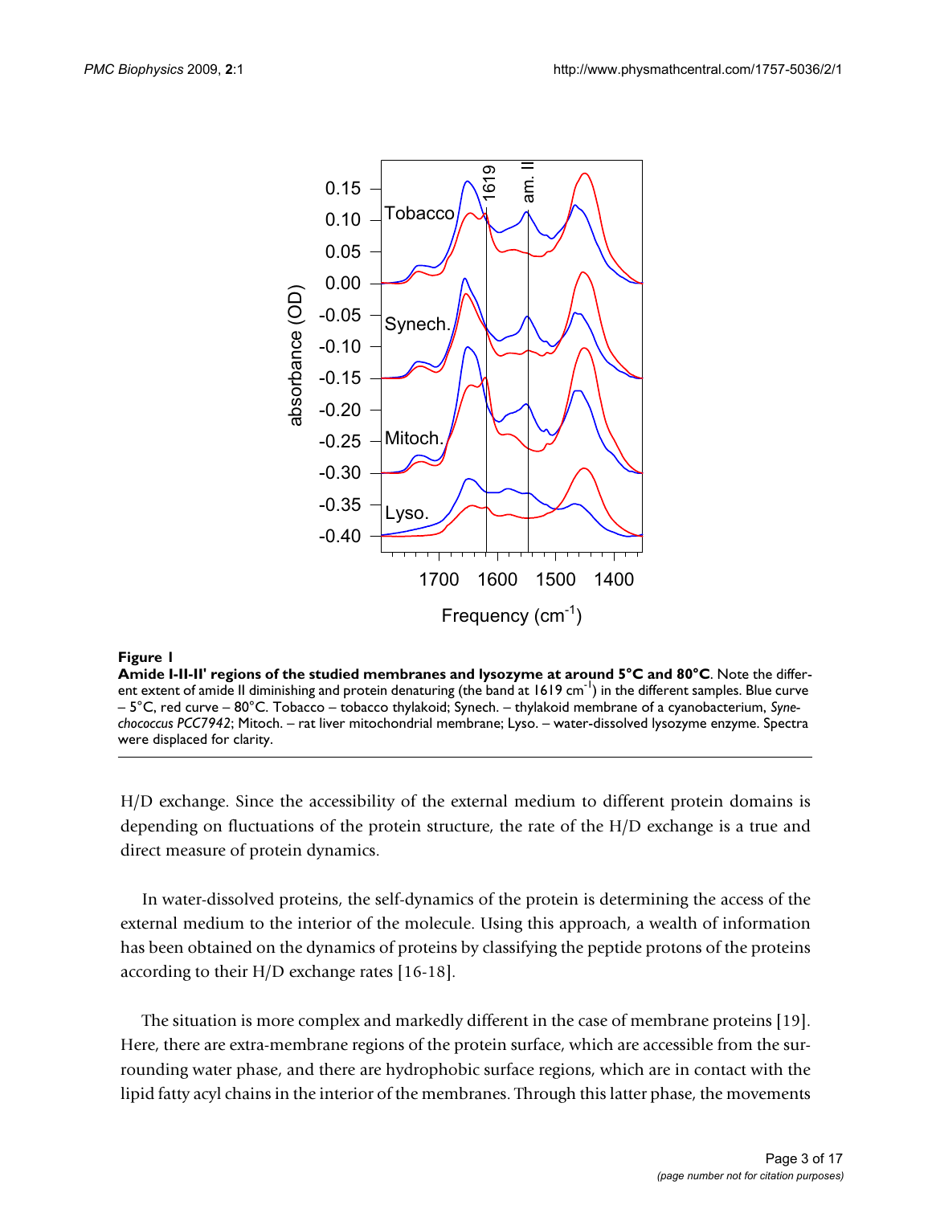**Figure 1**

**Amide I-II-II' regions of the studied membranes and lysozyme at around 5°C and 80°C**. Note the different extent of amide II diminishing and protein denaturing (the band at 1619 $cm^{-1}$) in the different samples. Blue curve – 5°C, red curve – 80°C. Tobacco – tobacco thylakoid; Synech. – thylakoid membrane of a cyanobacterium, *Synechococcus PCC7942*; Mitoch. – rat liver mitochondrial membrane; Lyso. – water-dissolved lysozyme enzyme. Spectra were displaced for clarity.

H/D exchange. Since the accessibility of the external medium to different protein domains is depending on fluctuations of the protein structure, the rate of the H/D exchange is a true and direct measure of protein dynamics.

In water-dissolved proteins, the self-dynamics of the protein is determining the access of the external medium to the interior of the molecule. Using this approach, a wealth of information has been obtained on the dynamics of proteins by classifying the peptide protons of the proteins according to their H/D exchange rates [16-18].

The situation is more complex and markedly different in the case of membrane proteins [19]. Here, there are extra-membrane regions of the protein surface, which are accessible from the surrounding water phase, and there are hydrophobic surface regions, which are in contact with the lipid fatty acyl chains in the interior of the membranes. Through this latter phase, the movements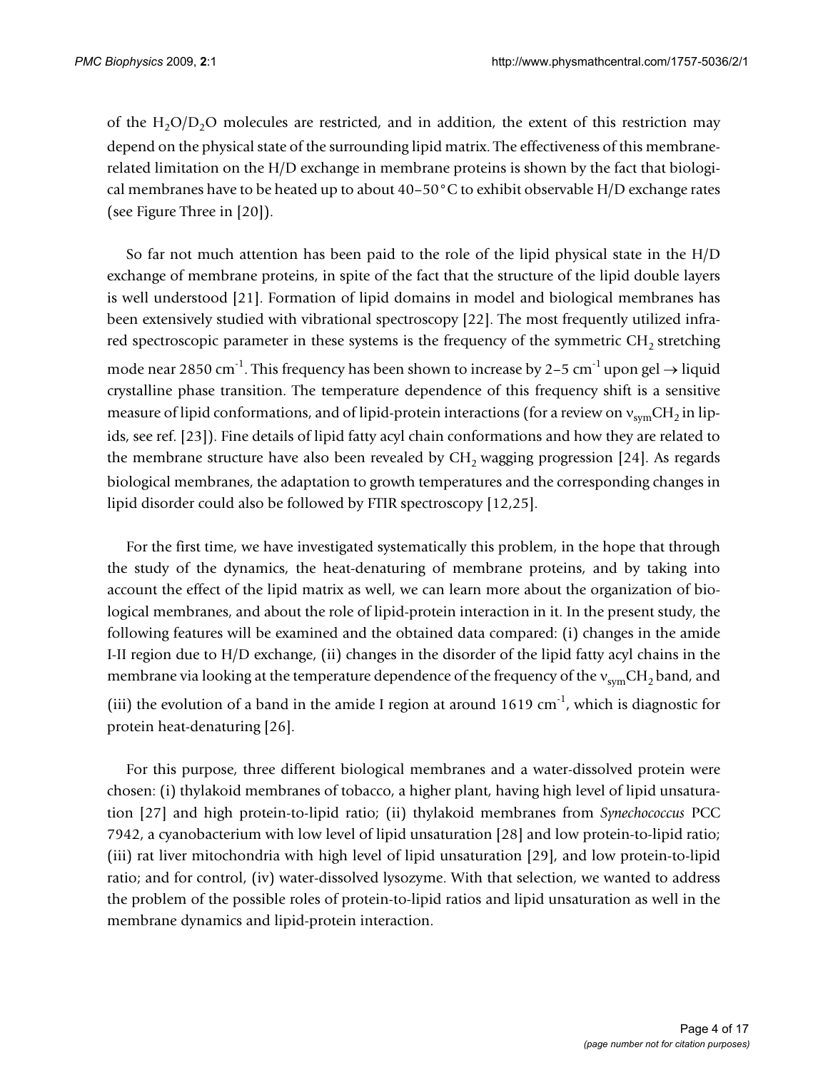of the $H_2O/D_2O$ molecules are restricted, and in addition, the extent of this restriction may depend on the physical state of the surrounding lipid matrix. The effectiveness of this membrane-related limitation on the H/D exchange in membrane proteins is shown by the fact that biological membranes have to be heated up to about 40–50°C to exhibit observable H/D exchange rates (see Figure Three in [20]).

So far not much attention has been paid to the role of the lipid physical state in the H/D exchange of membrane proteins, in spite of the fact that the structure of the lipid double layers is well understood [21]. Formation of lipid domains in model and biological membranes has been extensively studied with vibrational spectroscopy [22]. The most frequently utilized infrared spectroscopic parameter in these systems is the frequency of the symmetric $CH_2$ stretching mode near 2850 $cm^{-1}$. This frequency has been shown to increase by 2–5 $cm^{-1}$ upon gel → liquid crystalline phase transition. The temperature dependence of this frequency shift is a sensitive measure of lipid conformations, and of lipid-protein interactions (for a review on $\nu_{sym}CH_2$ in lipids, see ref. [23]). Fine details of lipid fatty acyl chain conformations and how they are related to the membrane structure have also been revealed by $CH_2$ wagging progression [24]. As regards biological membranes, the adaptation to growth temperatures and the corresponding changes in lipid disorder could also be followed by FTIR spectroscopy [12,25].

For the first time, we have investigated systematically this problem, in the hope that through the study of the dynamics, the heat-denaturing of membrane proteins, and by taking into account the effect of the lipid matrix as well, we can learn more about the organization of biological membranes, and about the role of lipid-protein interaction in it. In the present study, the following features will be examined and the obtained data compared: (i) changes in the amide I-II region due to H/D exchange, (ii) changes in the disorder of the lipid fatty acyl chains in the membrane via looking at the temperature dependence of the frequency of the $\nu_{sym}CH_2$ band, and (iii) the evolution of a band in the amide I region at around 1619 $cm^{-1}$, which is diagnostic for protein heat-denaturing [26].

For this purpose, three different biological membranes and a water-dissolved protein were chosen: (i) thylakoid membranes of tobacco, a higher plant, having high level of lipid unsaturation [27] and high protein-to-lipid ratio; (ii) thylakoid membranes from *Synechococcus* PCC 7942, a cyanobacterium with low level of lipid unsaturation [28] and low protein-to-lipid ratio; (iii) rat liver mitochondria with high level of lipid unsaturation [29], and low protein-to-lipid ratio; and for control, (iv) water-dissolved lysozyme. With that selection, we wanted to address the problem of the possible roles of protein-to-lipid ratios and lipid unsaturation as well in the membrane dynamics and lipid-protein interaction.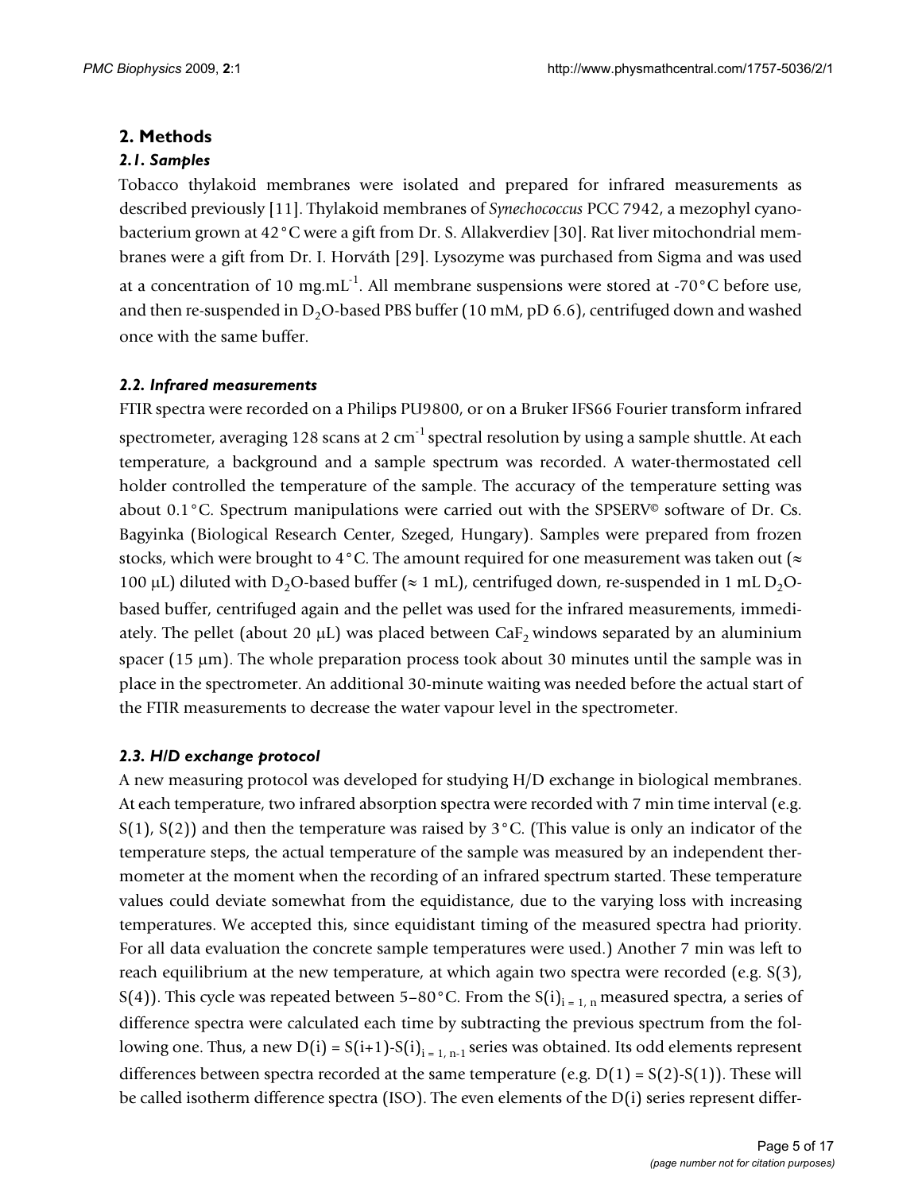## 2. Methods

### *2.1. Samples*

Tobacco thylakoid membranes were isolated and prepared for infrared measurements as described previously [11]. Thylakoid membranes of *Synechococcus* PCC 7942, a mezophyl cyanobacterium grown at 42°C were a gift from Dr. S. Allakverdiev [30]. Rat liver mitochondrial membranes were a gift from Dr. I. Horváth [29]. Lysozyme was purchased from Sigma and was used at a concentration of 10 mg.mL$^{-1}$. All membrane suspensions were stored at -70°C before use, and then re-suspended in $D_2O$-based PBS buffer (10 mM, pD 6.6), centrifuged down and washed once with the same buffer.

### *2.2. Infrared measurements*

FTIR spectra were recorded on a Philips PU9800, or on a Bruker IFS66 Fourier transform infrared spectrometer, averaging 128 scans at 2 cm$^{-1}$ spectral resolution by using a sample shuttle. At each temperature, a background and a sample spectrum was recorded. A water-thermostated cell holder controlled the temperature of the sample. The accuracy of the temperature setting was about 0.1°C. Spectrum manipulations were carried out with the SPSERV© software of Dr. Cs. Bagyinka (Biological Research Center, Szeged, Hungary). Samples were prepared from frozen stocks, which were brought to 4°C. The amount required for one measurement was taken out (≈ 100 μL) diluted with $D_2O$-based buffer (≈ 1 mL), centrifuged down, re-suspended in 1 mL $D_2O$-based buffer, centrifuged again and the pellet was used for the infrared measurements, immediately. The pellet (about 20 μL) was placed between $CaF_2$ windows separated by an aluminium spacer (15 μm). The whole preparation process took about 30 minutes until the sample was in place in the spectrometer. An additional 30-minute waiting was needed before the actual start of the FTIR measurements to decrease the water vapour level in the spectrometer.

### *2.3. H/D exchange protocol*

A new measuring protocol was developed for studying H/D exchange in biological membranes. At each temperature, two infrared absorption spectra were recorded with 7 min time interval (e.g. S(1), S(2)) and then the temperature was raised by 3°C. (This value is only an indicator of the temperature steps, the actual temperature of the sample was measured by an independent thermometer at the moment when the recording of an infrared spectrum started. These temperature values could deviate somewhat from the equidistance, due to the varying loss with increasing temperatures. We accepted this, since equidistant timing of the measured spectra had priority. For all data evaluation the concrete sample temperatures were used.) Another 7 min was left to reach equilibrium at the new temperature, at which again two spectra were recorded (e.g. S(3), S(4)). This cycle was repeated between 5–80°C. From the $S(i)_{i = 1, n}$ measured spectra, a series of difference spectra were calculated each time by subtracting the previous spectrum from the following one. Thus, a new $D(i) = S(i+1)\text{-}S(i)_{i = 1, n-1}$ series was obtained. Its odd elements represent differences between spectra recorded at the same temperature (e.g. D(1) = S(2)-S(1)). These will be called isotherm difference spectra (ISO). The even elements of the D(i) series represent differ-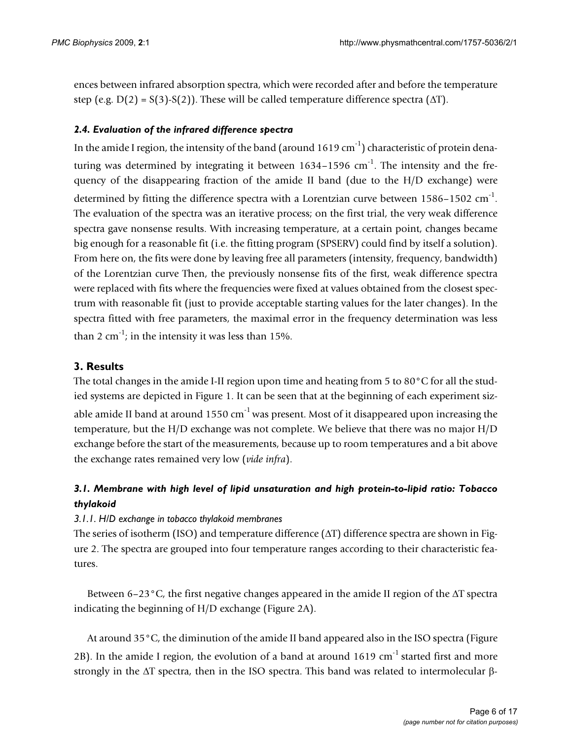ences between infrared absorption spectra, which were recorded after and before the temperature step (e.g. D(2) = S(3)-S(2)). These will be called temperature difference spectra (ΔT).

### *2.4. Evaluation of the infrared difference spectra*

In the amide I region, the intensity of the band (around 1619 cm$^{-1}$) characteristic of protein denaturing was determined by integrating it between 1634–1596 cm$^{-1}$. The intensity and the frequency of the disappearing fraction of the amide II band (due to the H/D exchange) were determined by fitting the difference spectra with a Lorentzian curve between 1586–1502 cm$^{-1}$. The evaluation of the spectra was an iterative process; on the first trial, the very weak difference spectra gave nonsense results. With increasing temperature, at a certain point, changes became big enough for a reasonable fit (i.e. the fitting program (SPSERV) could find by itself a solution). From here on, the fits were done by leaving free all parameters (intensity, frequency, bandwidth) of the Lorentzian curve Then, the previously nonsense fits of the first, weak difference spectra were replaced with fits where the frequencies were fixed at values obtained from the closest spectrum with reasonable fit (just to provide acceptable starting values for the later changes). In the spectra fitted with free parameters, the maximal error in the frequency determination was less than 2 cm$^{-1}$; in the intensity it was less than 15%.

## 3. Results

The total changes in the amide I-II region upon time and heating from 5 to 80°C for all the studied systems are depicted in Figure 1. It can be seen that at the beginning of each experiment sizable amide II band at around 1550 cm$^{-1}$ was present. Most of it disappeared upon increasing the temperature, but the H/D exchange was not complete. We believe that there was no major H/D exchange before the start of the measurements, because up to room temperatures and a bit above the exchange rates remained very low (*vide infra*).

### *3.1. Membrane with high level of lipid unsaturation and high protein-to-lipid ratio: Tobacco thylakoid*

#### *3.1.1. H/D exchange in tobacco thylakoid membranes*

The series of isotherm (ISO) and temperature difference (ΔT) difference spectra are shown in Figure 2. The spectra are grouped into four temperature ranges according to their characteristic features.

Between 6–23°C, the first negative changes appeared in the amide II region of the ΔT spectra indicating the beginning of H/D exchange (Figure 2A).

At around 35°C, the diminution of the amide II band appeared also in the ISO spectra (Figure 2B). In the amide I region, the evolution of a band at around 1619 cm$^{-1}$ started first and more strongly in the ΔT spectra, then in the ISO spectra. This band was related to intermolecular β-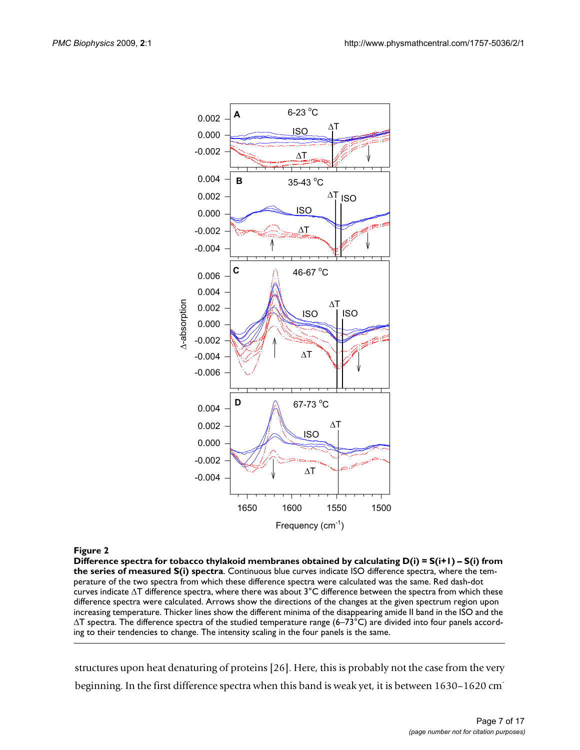**Figure 2**

**Difference spectra for tobacco thylakoid membranes obtained by calculating D(i) = S(i+1) – S(i) from the series of measured S(i) spectra**. Continuous blue curves indicate ISO difference spectra, where the temperature of the two spectra from which these difference spectra were calculated was the same. Red dash-dot curves indicate ΔT difference spectra, where there was about 3°C difference between the spectra from which these difference spectra were calculated. Arrows show the directions of the changes at the given spectrum region upon increasing temperature. Thicker lines show the different minima of the disappearing amide II band in the ISO and the ΔT spectra. The difference spectra of the studied temperature range (6–73°C) are divided into four panels according to their tendencies to change. The intensity scaling in the four panels is the same.

structures upon heat denaturing of proteins [26]. Here, this is probably not the case from the very beginning. In the first difference spectra when this band is weak yet, it is between 1630–1620 cm-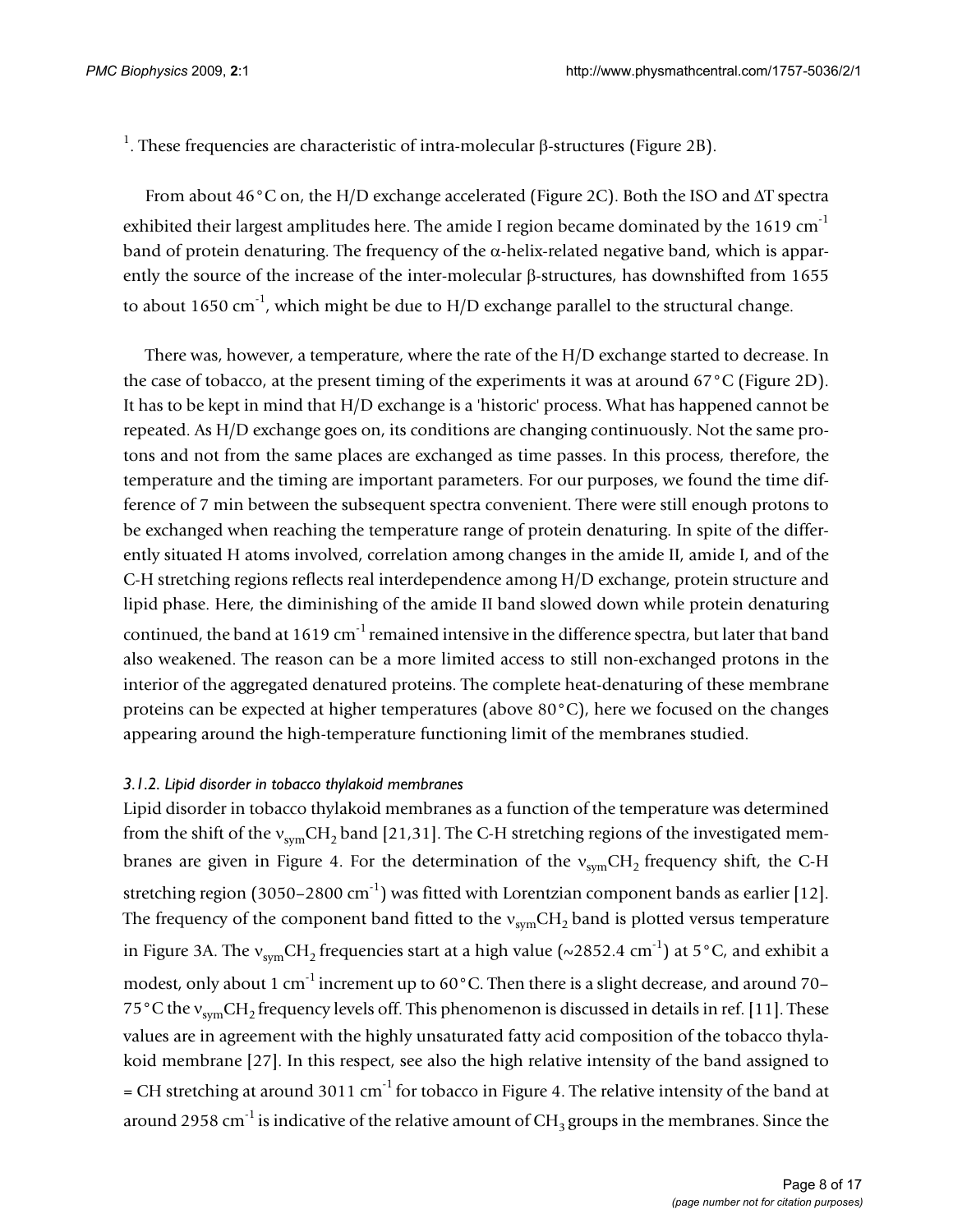$^{1}$. These frequencies are characteristic of intra-molecular β-structures (Figure 2B).

From about 46°C on, the H/D exchange accelerated (Figure 2C). Both the ISO and ΔT spectra exhibited their largest amplitudes here. The amide I region became dominated by the 1619 cm$^{-1}$ band of protein denaturing. The frequency of the α-helix-related negative band, which is apparently the source of the increase of the inter-molecular β-structures, has downshifted from 1655 to about 1650 cm$^{-1}$, which might be due to H/D exchange parallel to the structural change.

There was, however, a temperature, where the rate of the H/D exchange started to decrease. In the case of tobacco, at the present timing of the experiments it was at around 67°C (Figure 2D). It has to be kept in mind that H/D exchange is a 'historic' process. What has happened cannot be repeated. As H/D exchange goes on, its conditions are changing continuously. Not the same protons and not from the same places are exchanged as time passes. In this process, therefore, the temperature and the timing are important parameters. For our purposes, we found the time difference of 7 min between the subsequent spectra convenient. There were still enough protons to be exchanged when reaching the temperature range of protein denaturing. In spite of the differently situated H atoms involved, correlation among changes in the amide II, amide I, and of the C-H stretching regions reflects real interdependence among H/D exchange, protein structure and lipid phase. Here, the diminishing of the amide II band slowed down while protein denaturing continued, the band at 1619 cm$^{-1}$ remained intensive in the difference spectra, but later that band also weakened. The reason can be a more limited access to still non-exchanged protons in the interior of the aggregated denatured proteins. The complete heat-denaturing of these membrane proteins can be expected at higher temperatures (above 80°C), here we focused on the changes appearing around the high-temperature functioning limit of the membranes studied.

### *3.1.2. Lipid disorder in tobacco thylakoid membranes*

Lipid disorder in tobacco thylakoid membranes as a function of the temperature was determined from the shift of the $\nu_{sym}CH_2$ band [21,31]. The C-H stretching regions of the investigated membranes are given in Figure 4. For the determination of the $\nu_{sym}CH_2$ frequency shift, the C-H stretching region (3050–2800 cm$^{-1}$) was fitted with Lorentzian component bands as earlier [12]. The frequency of the component band fitted to the $\nu_{sym}CH_2$ band is plotted versus temperature in Figure 3A. The $\nu_{sym}CH_2$ frequencies start at a high value (~2852.4 cm$^{-1}$) at 5°C, and exhibit a modest, only about 1 cm$^{-1}$ increment up to 60°C. Then there is a slight decrease, and around 70–75°C the $\nu_{sym}CH_2$ frequency levels off. This phenomenon is discussed in details in ref. [11]. These values are in agreement with the highly unsaturated fatty acid composition of the tobacco thylakoid membrane [27]. In this respect, see also the high relative intensity of the band assigned to = CH stretching at around 3011 cm$^{-1}$ for tobacco in Figure 4. The relative intensity of the band at around 2958 cm$^{-1}$ is indicative of the relative amount of $CH_3$ groups in the membranes. Since the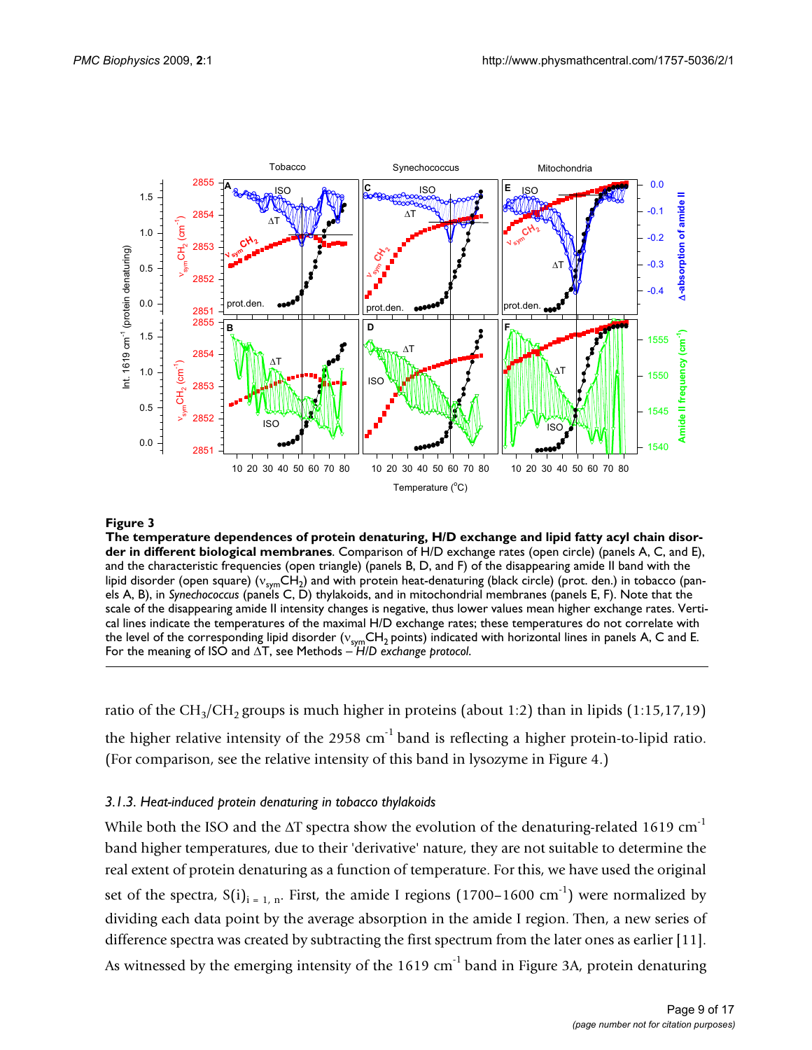**Figure 3**

**The temperature dependences of protein denaturing, H/D exchange and lipid fatty acyl chain disorder in different biological membranes**. Comparison of H/D exchange rates (open circle) (panels A, C, and E), and the characteristic frequencies (open triangle) (panels B, D, and F) of the disappearing amide II band with the lipid disorder (open square) ($\nu_{sym}CH_2$) and with protein heat-denaturing (black circle) (prot. den.) in tobacco (panels A, B), in *Synechococcus* (panels C, D) thylakoids, and in mitochondrial membranes (panels E, F). Note that the scale of the disappearing amide II intensity changes is negative, thus lower values mean higher exchange rates. Vertical lines indicate the temperatures of the maximal H/D exchange rates; these temperatures do not correlate with the level of the corresponding lipid disorder ($\nu_{sym}CH_2$ points) indicated with horizontal lines in panels A, C and E. For the meaning of ISO and ΔT, see Methods – *H/D exchange protocol*.

ratio of the $CH_3/CH_2$ groups is much higher in proteins (about 1:2) than in lipids (1:15,17,19) the higher relative intensity of the 2958 $cm^{-1}$ band is reflecting a higher protein-to-lipid ratio. (For comparison, see the relative intensity of this band in lysozyme in Figure 4.)

### *3.1.3. Heat-induced protein denaturing in tobacco thylakoids*

While both the ISO and the ΔT spectra show the evolution of the denaturing-related 1619 $cm^{-1}$ band higher temperatures, due to their 'derivative' nature, they are not suitable to determine the real extent of protein denaturing as a function of temperature. For this, we have used the original set of the spectra, $S(i)_{i = 1, n}$. First, the amide I regions (1700–1600 $cm^{-1}$) were normalized by dividing each data point by the average absorption in the amide I region. Then, a new series of difference spectra was created by subtracting the first spectrum from the later ones as earlier [11]. As witnessed by the emerging intensity of the 1619 $cm^{-1}$ band in Figure 3A, protein denaturing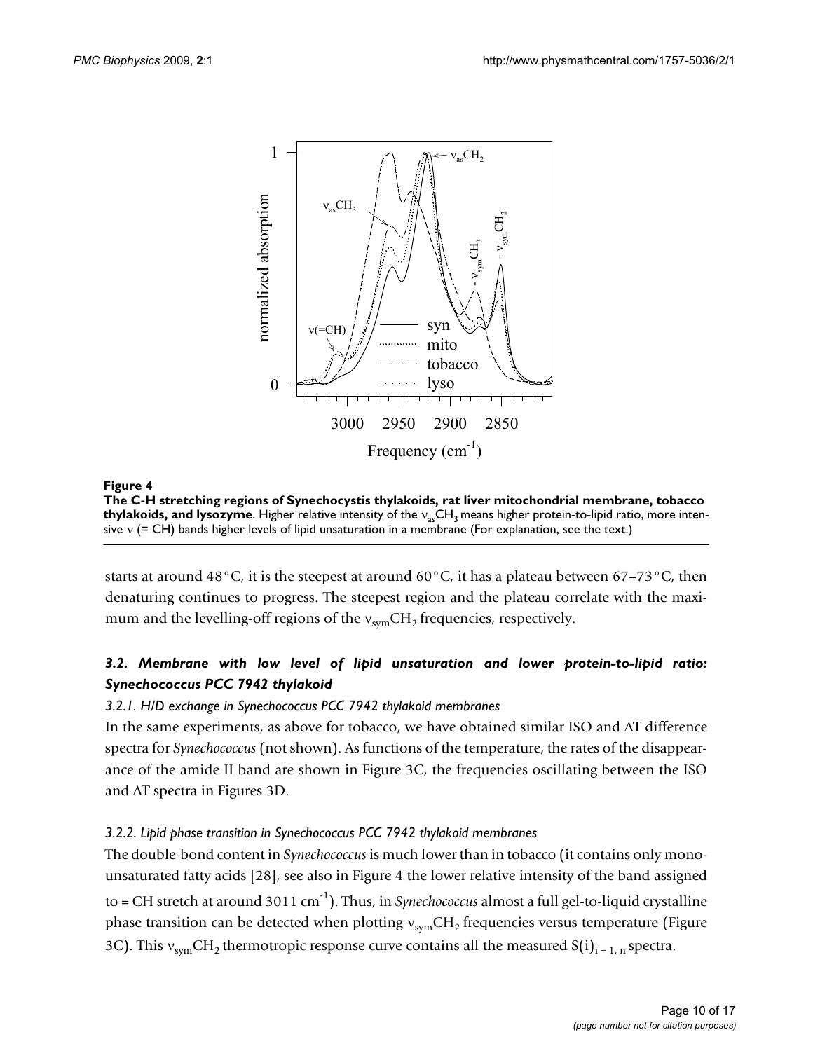**Figure 4**

**The C-H stretching regions of Synechocystis thylakoids, rat liver mitochondrial membrane, tobacco thylakoids, and lysozyme**. Higher relative intensity of the $\nu_{as}CH_3$ means higher protein-to-lipid ratio, more intensive $\nu$ (= CH) bands higher levels of lipid unsaturation in a membrane (For explanation, see the text.)

starts at around 48°C, it is the steepest at around 60°C, it has a plateau between 67–73°C, then denaturing continues to progress. The steepest region and the plateau correlate with the maximum and the levelling-off regions of the $\nu_{sym}CH_2$ frequencies, respectively.

### *3.2. Membrane with low level of lipid unsaturation and lower protein-to-lipid ratio: Synechococcus PCC 7942 thylakoid*

#### *3.2.1. H/D exchange in Synechococcus PCC 7942 thylakoid membranes*

In the same experiments, as above for tobacco, we have obtained similar ISO and ΔT difference spectra for *Synechococcus* (not shown). As functions of the temperature, the rates of the disappearance of the amide II band are shown in Figure 3C, the frequencies oscillating between the ISO and ΔT spectra in Figures 3D.

#### *3.2.2. Lipid phase transition in Synechococcus PCC 7942 thylakoid membranes*

The double-bond content in *Synechococcus* is much lower than in tobacco (it contains only mono-unsaturated fatty acids [28], see also in Figure 4 the lower relative intensity of the band assigned to = CH stretch at around 3011 $cm^{-1}$). Thus, in *Synechococcus* almost a full gel-to-liquid crystalline phase transition can be detected when plotting $\nu_{sym}CH_2$ frequencies versus temperature (Figure 3C). This $\nu_{sym}CH_2$ thermotropic response curve contains all the measured $S(i)_{i = 1, n}$ spectra.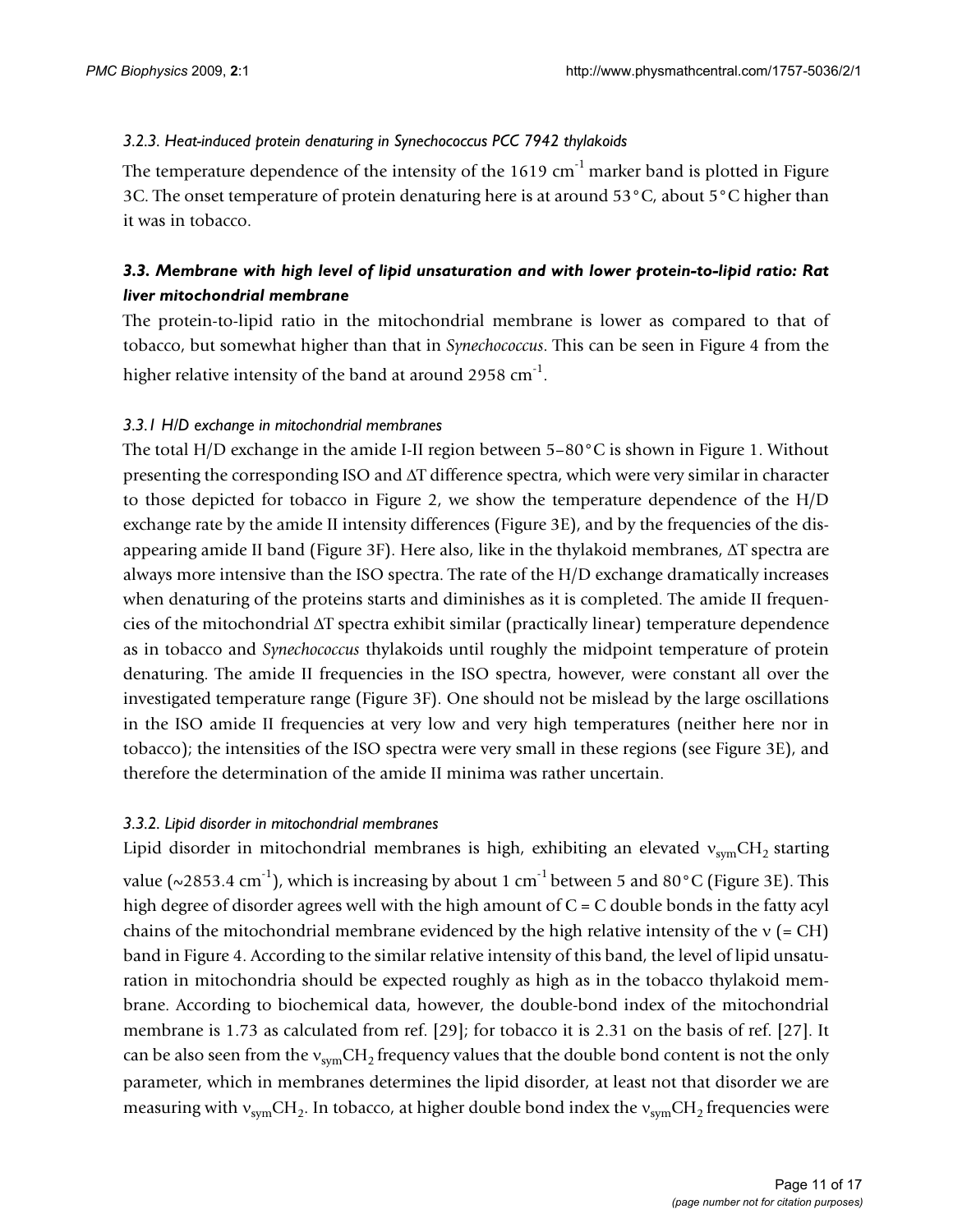#### *3.2.3. Heat-induced protein denaturing in Synechococcus PCC 7942 thylakoids*

The temperature dependence of the intensity of the 1619 $cm^{-1}$ marker band is plotted in Figure 3C. The onset temperature of protein denaturing here is at around 53°C, about 5°C higher than it was in tobacco.

### *3.3. Membrane with high level of lipid unsaturation and with lower protein-to-lipid ratio: Rat liver mitochondrial membrane*

The protein-to-lipid ratio in the mitochondrial membrane is lower as compared to that of tobacco, but somewhat higher than that in *Synechococcus*. This can be seen in Figure 4 from the higher relative intensity of the band at around 2958 $cm^{-1}$.

#### *3.3.1 H/D exchange in mitochondrial membranes*

The total H/D exchange in the amide I-II region between 5–80°C is shown in Figure 1. Without presenting the corresponding ISO and ΔT difference spectra, which were very similar in character to those depicted for tobacco in Figure 2, we show the temperature dependence of the H/D exchange rate by the amide II intensity differences (Figure 3E), and by the frequencies of the disappearing amide II band (Figure 3F). Here also, like in the thylakoid membranes, ΔT spectra are always more intensive than the ISO spectra. The rate of the H/D exchange dramatically increases when denaturing of the proteins starts and diminishes as it is completed. The amide II frequencies of the mitochondrial ΔT spectra exhibit similar (practically linear) temperature dependence as in tobacco and *Synechococcus* thylakoids until roughly the midpoint temperature of protein denaturing. The amide II frequencies in the ISO spectra, however, were constant all over the investigated temperature range (Figure 3F). One should not be mislead by the large oscillations in the ISO amide II frequencies at very low and very high temperatures (neither here nor in tobacco); the intensities of the ISO spectra were very small in these regions (see Figure 3E), and therefore the determination of the amide II minima was rather uncertain.

#### *3.3.2. Lipid disorder in mitochondrial membranes*

Lipid disorder in mitochondrial membranes is high, exhibiting an elevated $\nu_{sym}CH_2$ starting value (~2853.4 $cm^{-1}$), which is increasing by about 1 $cm^{-1}$ between 5 and 80°C (Figure 3E). This high degree of disorder agrees well with the high amount of C = C double bonds in the fatty acyl chains of the mitochondrial membrane evidenced by the high relative intensity of the ν (= CH) band in Figure 4. According to the similar relative intensity of this band, the level of lipid unsaturation in mitochondria should be expected roughly as high as in the tobacco thylakoid membrane. According to biochemical data, however, the double-bond index of the mitochondrial membrane is 1.73 as calculated from ref. [29]; for tobacco it is 2.31 on the basis of ref. [27]. It can be also seen from the $\nu_{sym}CH_2$ frequency values that the double bond content is not the only parameter, which in membranes determines the lipid disorder, at least not that disorder we are measuring with $\nu_{sym}CH_2$. In tobacco, at higher double bond index the $\nu_{sym}CH_2$ frequencies were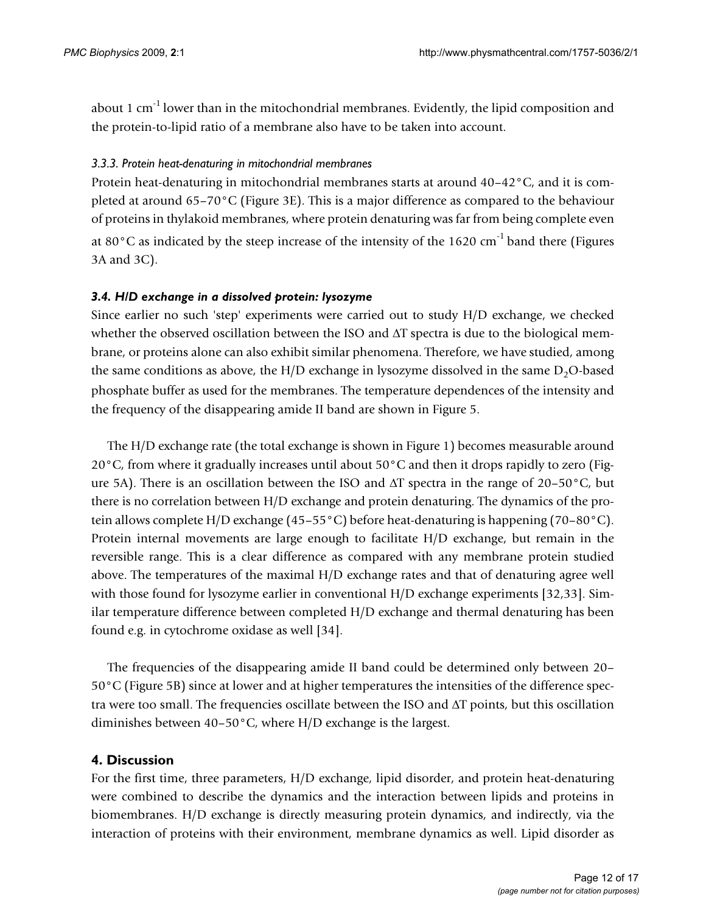about 1 $cm^{-1}$ lower than in the mitochondrial membranes. Evidently, the lipid composition and the protein-to-lipid ratio of a membrane also have to be taken into account.

#### *3.3.3. Protein heat-denaturing in mitochondrial membranes*

Protein heat-denaturing in mitochondrial membranes starts at around 40–42°C, and it is completed at around 65–70°C (Figure 3E). This is a major difference as compared to the behaviour of proteins in thylakoid membranes, where protein denaturing was far from being complete even at 80°C as indicated by the steep increase of the intensity of the 1620 $cm^{-1}$ band there (Figures 3A and 3C).

### *3.4. H/D exchange in a dissolved protein: lysozyme*

Since earlier no such 'step' experiments were carried out to study H/D exchange, we checked whether the observed oscillation between the ISO and ΔT spectra is due to the biological membrane, or proteins alone can also exhibit similar phenomena. Therefore, we have studied, among the same conditions as above, the H/D exchange in lysozyme dissolved in the same $D_2O$-based phosphate buffer as used for the membranes. The temperature dependences of the intensity and the frequency of the disappearing amide II band are shown in Figure 5.

The H/D exchange rate (the total exchange is shown in Figure 1) becomes measurable around 20°C, from where it gradually increases until about 50°C and then it drops rapidly to zero (Figure 5A). There is an oscillation between the ISO and ΔT spectra in the range of 20–50°C, but there is no correlation between H/D exchange and protein denaturing. The dynamics of the protein allows complete H/D exchange (45–55°C) before heat-denaturing is happening (70–80°C). Protein internal movements are large enough to facilitate H/D exchange, but remain in the reversible range. This is a clear difference as compared with any membrane protein studied above. The temperatures of the maximal H/D exchange rates and that of denaturing agree well with those found for lysozyme earlier in conventional H/D exchange experiments [32,33]. Similar temperature difference between completed H/D exchange and thermal denaturing has been found e.g. in cytochrome oxidase as well [34].

The frequencies of the disappearing amide II band could be determined only between 20–50°C (Figure 5B) since at lower and at higher temperatures the intensities of the difference spectra were too small. The frequencies oscillate between the ISO and ΔT points, but this oscillation diminishes between 40–50°C, where H/D exchange is the largest.

## 4. Discussion

For the first time, three parameters, H/D exchange, lipid disorder, and protein heat-denaturing were combined to describe the dynamics and the interaction between lipids and proteins in biomembranes. H/D exchange is directly measuring protein dynamics, and indirectly, via the interaction of proteins with their environment, membrane dynamics as well. Lipid disorder as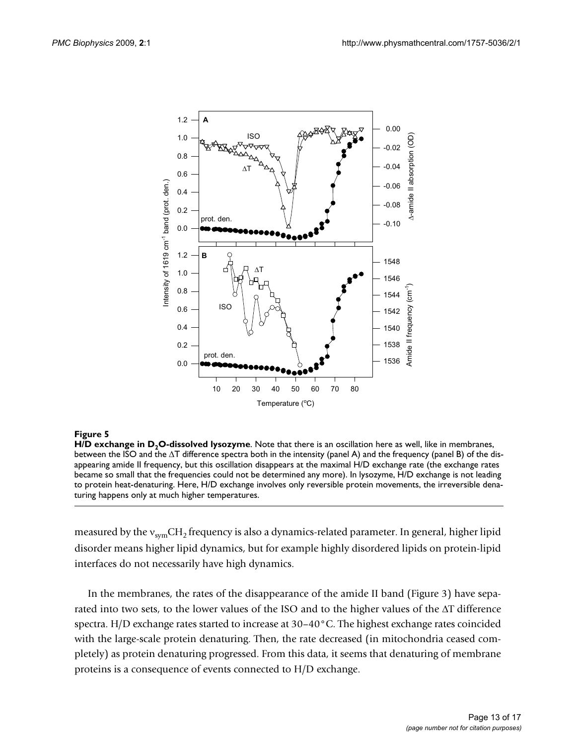**Figure 5**

**H/D exchange in $D_2O$-dissolved lysozyme**. Note that there is an oscillation here as well, like in membranes, between the ISO and the ΔT difference spectra both in the intensity (panel A) and the frequency (panel B) of the disappearing amide II frequency, but this oscillation disappears at the maximal H/D exchange rate (the exchange rates became so small that the frequencies could not be determined any more). In lysozyme, H/D exchange is not leading to protein heat-denaturing. Here, H/D exchange involves only reversible protein movements, the irreversible denaturing happens only at much higher temperatures.

measured by the $\nu_{sym}CH_2$ frequency is also a dynamics-related parameter. In general, higher lipid disorder means higher lipid dynamics, but for example highly disordered lipids on protein-lipid interfaces do not necessarily have high dynamics.

In the membranes, the rates of the disappearance of the amide II band (Figure 3) have separated into two sets, to the lower values of the ISO and to the higher values of the ΔT difference spectra. H/D exchange rates started to increase at 30–40°C. The highest exchange rates coincided with the large-scale protein denaturing. Then, the rate decreased (in mitochondria ceased completely) as protein denaturing progressed. From this data, it seems that denaturing of membrane proteins is a consequence of events connected to H/D exchange.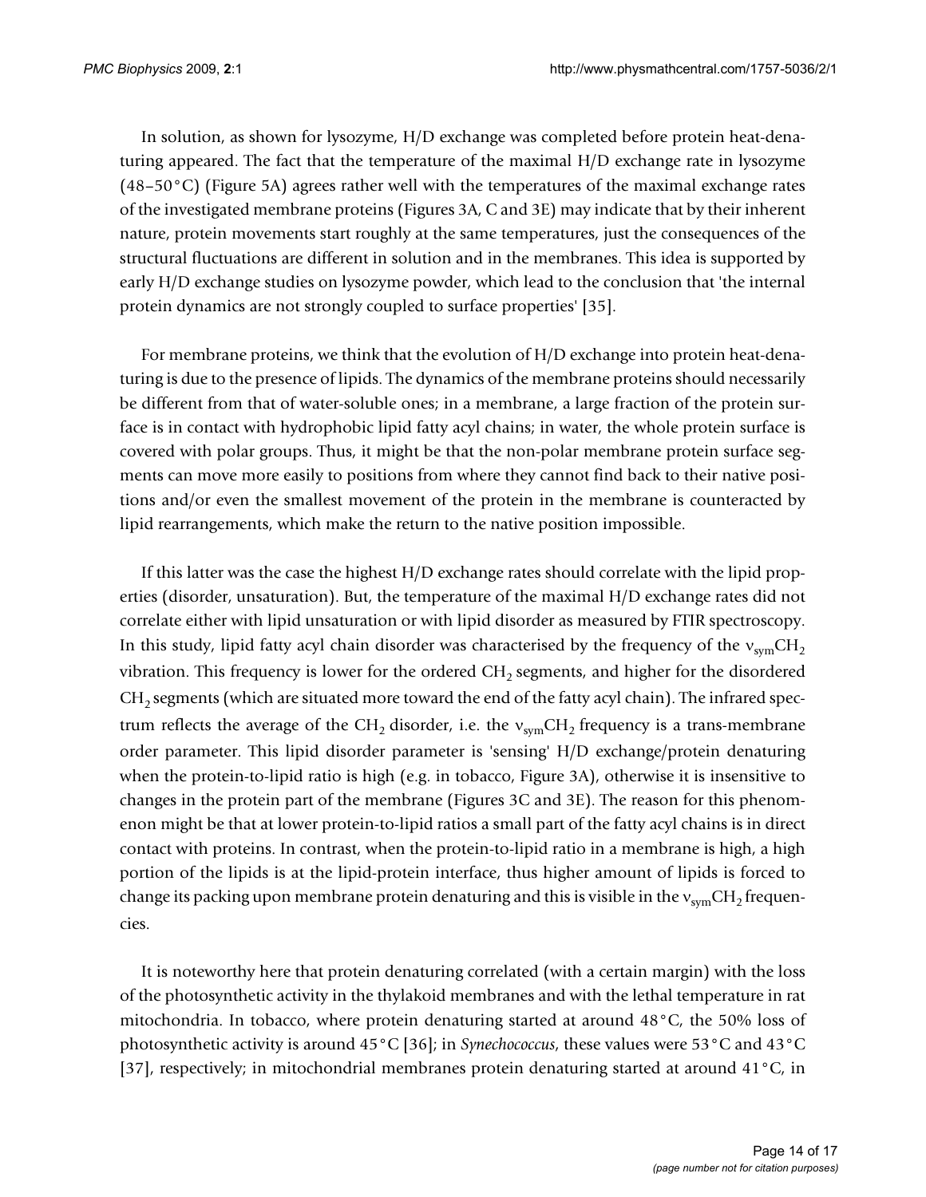In solution, as shown for lysozyme, H/D exchange was completed before protein heat-denaturing appeared. The fact that the temperature of the maximal H/D exchange rate in lysozyme (48–50°C) (Figure 5A) agrees rather well with the temperatures of the maximal exchange rates of the investigated membrane proteins (Figures 3A, C and 3E) may indicate that by their inherent nature, protein movements start roughly at the same temperatures, just the consequences of the structural fluctuations are different in solution and in the membranes. This idea is supported by early H/D exchange studies on lysozyme powder, which lead to the conclusion that 'the internal protein dynamics are not strongly coupled to surface properties' [35].

For membrane proteins, we think that the evolution of H/D exchange into protein heat-denaturing is due to the presence of lipids. The dynamics of the membrane proteins should necessarily be different from that of water-soluble ones; in a membrane, a large fraction of the protein surface is in contact with hydrophobic lipid fatty acyl chains; in water, the whole protein surface is covered with polar groups. Thus, it might be that the non-polar membrane protein surface segments can move more easily to positions from where they cannot find back to their native positions and/or even the smallest movement of the protein in the membrane is counteracted by lipid rearrangements, which make the return to the native position impossible.

If this latter was the case the highest H/D exchange rates should correlate with the lipid properties (disorder, unsaturation). But, the temperature of the maximal H/D exchange rates did not correlate either with lipid unsaturation or with lipid disorder as measured by FTIR spectroscopy. In this study, lipid fatty acyl chain disorder was characterised by the frequency of the $\nu_{sym}CH_2$ vibration. This frequency is lower for the ordered $CH_2$ segments, and higher for the disordered $CH_2$ segments (which are situated more toward the end of the fatty acyl chain). The infrared spectrum reflects the average of the $CH_2$ disorder, i.e. the $\nu_{sym}CH_2$ frequency is a trans-membrane order parameter. This lipid disorder parameter is 'sensing' H/D exchange/protein denaturing when the protein-to-lipid ratio is high (e.g. in tobacco, Figure 3A), otherwise it is insensitive to changes in the protein part of the membrane (Figures 3C and 3E). The reason for this phenomenon might be that at lower protein-to-lipid ratios a small part of the fatty acyl chains is in direct contact with proteins. In contrast, when the protein-to-lipid ratio in a membrane is high, a high portion of the lipids is at the lipid-protein interface, thus higher amount of lipids is forced to change its packing upon membrane protein denaturing and this is visible in the $\nu_{sym}CH_2$ frequencies.

It is noteworthy here that protein denaturing correlated (with a certain margin) with the loss of the photosynthetic activity in the thylakoid membranes and with the lethal temperature in rat mitochondria. In tobacco, where protein denaturing started at around 48°C, the 50% loss of photosynthetic activity is around 45°C [36]; in *Synechococcus*, these values were 53°C and 43°C [37], respectively; in mitochondrial membranes protein denaturing started at around 41°C, in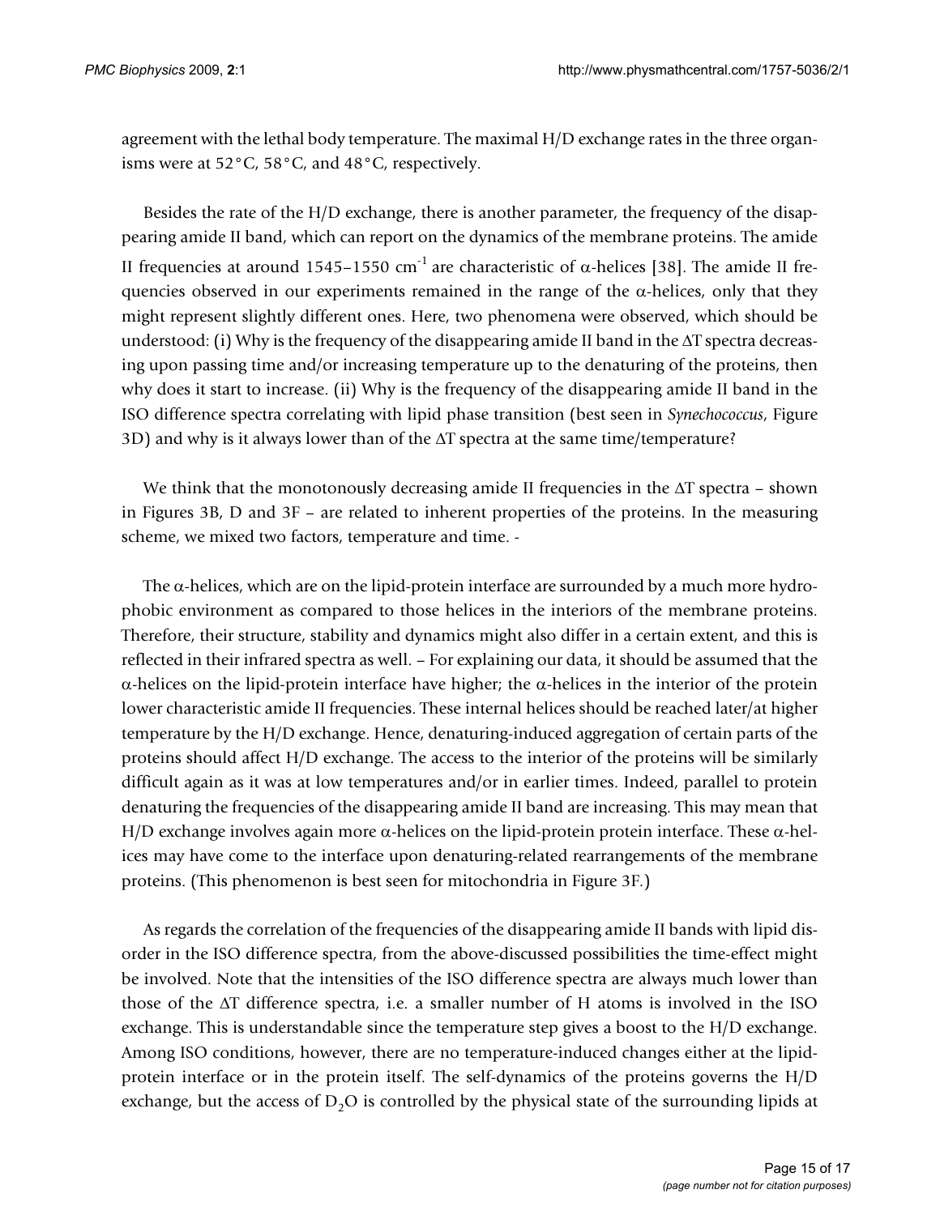agreement with the lethal body temperature. The maximal H/D exchange rates in the three organisms were at 52°C, 58°C, and 48°C, respectively.

Besides the rate of the H/D exchange, there is another parameter, the frequency of the disappearing amide II band, which can report on the dynamics of the membrane proteins. The amide II frequencies at around 1545–1550 $cm^{-1}$ are characteristic of $\alpha$-helices [38]. The amide II frequencies observed in our experiments remained in the range of the $\alpha$-helices, only that they might represent slightly different ones. Here, two phenomena were observed, which should be understood: (i) Why is the frequency of the disappearing amide II band in the $\Delta T$ spectra decreasing upon passing time and/or increasing temperature up to the denaturing of the proteins, then why does it start to increase. (ii) Why is the frequency of the disappearing amide II band in the ISO difference spectra correlating with lipid phase transition (best seen in *Synechococcus*, Figure 3D) and why is it always lower than of the $\Delta T$ spectra at the same time/temperature?

We think that the monotonously decreasing amide II frequencies in the $\Delta T$ spectra – shown in Figures 3B, D and 3F – are related to inherent properties of the proteins. In the measuring scheme, we mixed two factors, temperature and time. -

The $\alpha$-helices, which are on the lipid-protein interface are surrounded by a much more hydrophobic environment as compared to those helices in the interiors of the membrane proteins. Therefore, their structure, stability and dynamics might also differ in a certain extent, and this is reflected in their infrared spectra as well. – For explaining our data, it should be assumed that the $\alpha$-helices on the lipid-protein interface have higher; the $\alpha$-helices in the interior of the protein lower characteristic amide II frequencies. These internal helices should be reached later/at higher temperature by the H/D exchange. Hence, denaturing-induced aggregation of certain parts of the proteins should affect H/D exchange. The access to the interior of the proteins will be similarly difficult again as it was at low temperatures and/or in earlier times. Indeed, parallel to protein denaturing the frequencies of the disappearing amide II band are increasing. This may mean that H/D exchange involves again more $\alpha$-helices on the lipid-protein protein interface. These $\alpha$-helices may have come to the interface upon denaturing-related rearrangements of the membrane proteins. (This phenomenon is best seen for mitochondria in Figure 3F.)

As regards the correlation of the frequencies of the disappearing amide II bands with lipid disorder in the ISO difference spectra, from the above-discussed possibilities the time-effect might be involved. Note that the intensities of the ISO difference spectra are always much lower than those of the $\Delta T$ difference spectra, i.e. a smaller number of H atoms is involved in the ISO exchange. This is understandable since the temperature step gives a boost to the H/D exchange. Among ISO conditions, however, there are no temperature-induced changes either at the lipid-protein interface or in the protein itself. The self-dynamics of the proteins governs the H/D exchange, but the access of $D_2O$ is controlled by the physical state of the surrounding lipids at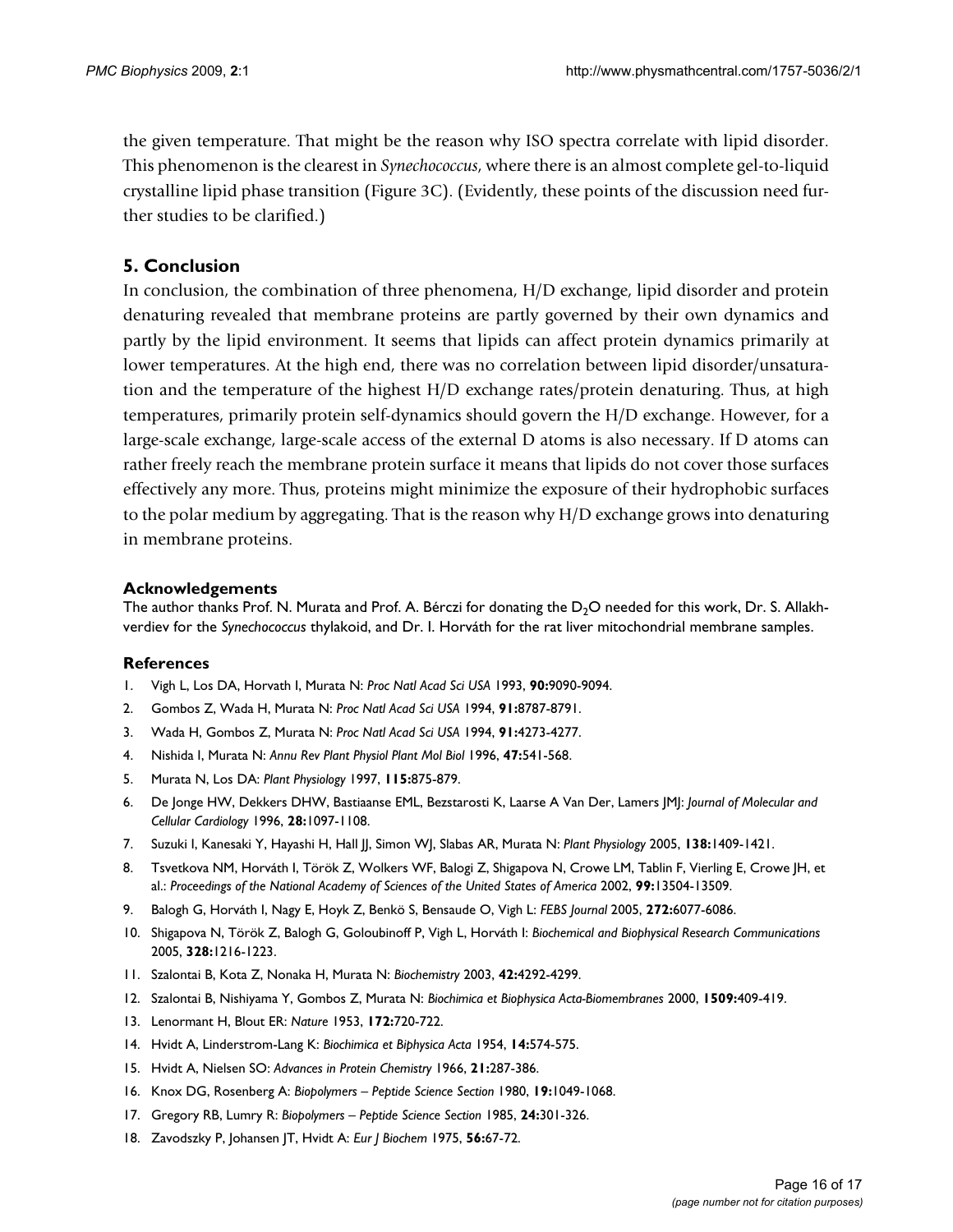the given temperature. That might be the reason why ISO spectra correlate with lipid disorder. This phenomenon is the clearest in *Synechococcus*, where there is an almost complete gel-to-liquid crystalline lipid phase transition (Figure 3C). (Evidently, these points of the discussion need further studies to be clarified.)

## 5. Conclusion

In conclusion, the combination of three phenomena, H/D exchange, lipid disorder and protein denaturing revealed that membrane proteins are partly governed by their own dynamics and partly by the lipid environment. It seems that lipids can affect protein dynamics primarily at lower temperatures. At the high end, there was no correlation between lipid disorder/unsaturation and the temperature of the highest H/D exchange rates/protein denaturing. Thus, at high temperatures, primarily protein self-dynamics should govern the H/D exchange. However, for a large-scale exchange, large-scale access of the external D atoms is also necessary. If D atoms can rather freely reach the membrane protein surface it means that lipids do not cover those surfaces effectively any more. Thus, proteins might minimize the exposure of their hydrophobic surfaces to the polar medium by aggregating. That is the reason why H/D exchange grows into denaturing in membrane proteins.

### Acknowledgements

The author thanks Prof. N. Murata and Prof. A. Bérczi for donating the $D_2O$ needed for this work, Dr. S. Allakhverdiev for the *Synechococcus* thylakoid, and Dr. I. Horváth for the rat liver mitochondrial membrane samples.

### References

1. Vigh L, Los DA, Horvath I, Murata N: *Proc Natl Acad Sci USA* 1993, **90:**9090-9094.
2. Gombos Z, Wada H, Murata N: *Proc Natl Acad Sci USA* 1994, **91:**8787-8791.
3. Wada H, Gombos Z, Murata N: *Proc Natl Acad Sci USA* 1994, **91:**4273-4277.
4. Nishida I, Murata N: *Annu Rev Plant Physiol Plant Mol Biol* 1996, **47:**541-568.
5. Murata N, Los DA: *Plant Physiology* 1997, **115:**875-879.
6. De Jonge HW, Dekkers DHW, Bastiaanse EML, Bezstarosti K, Laarse A Van Der, Lamers JMJ: *Journal of Molecular and Cellular Cardiology* 1996, **28:**1097-1108.
7. Suzuki I, Kanesaki Y, Hayashi H, Hall JJ, Simon WJ, Slabas AR, Murata N: *Plant Physiology* 2005, **138:**1409-1421.
8. Tsvetkova NM, Horváth I, Török Z, Wolkers WF, Balogi Z, Shigapova N, Crowe LM, Tablin F, Vierling E, Crowe JH, et al.: *Proceedings of the National Academy of Sciences of the United States of America* 2002, **99:**13504-13509.
9. Balogh G, Horváth I, Nagy E, Hoyk Z, Benkö S, Bensaude O, Vigh L: *FEBS Journal* 2005, **272:**6077-6086.
10. Shigapova N, Török Z, Balogh G, Goloubinoff P, Vigh L, Horváth I: *Biochemical and Biophysical Research Communications* 2005, **328:**1216-1223.
11. Szalontai B, Kota Z, Nonaka H, Murata N: *Biochemistry* 2003, **42:**4292-4299.
12. Szalontai B, Nishiyama Y, Gombos Z, Murata N: *Biochimica et Biophysica Acta-Biomembranes* 2000, **1509:**409-419.
13. Lenormant H, Blout ER: *Nature* 1953, **172:**720-722.
14. Hvidt A, Linderstrom-Lang K: *Biochimica et Biphysica Acta* 1954, **14:**574-575.
15. Hvidt A, Nielsen SO: *Advances in Protein Chemistry* 1966, **21:**287-386.
16. Knox DG, Rosenberg A: *Biopolymers – Peptide Science Section* 1980, **19:**1049-1068.
17. Gregory RB, Lumry R: *Biopolymers – Peptide Science Section* 1985, **24:**301-326.
18. Zavodszky P, Johansen JT, Hvidt A: *Eur J Biochem* 1975, **56:**67-72.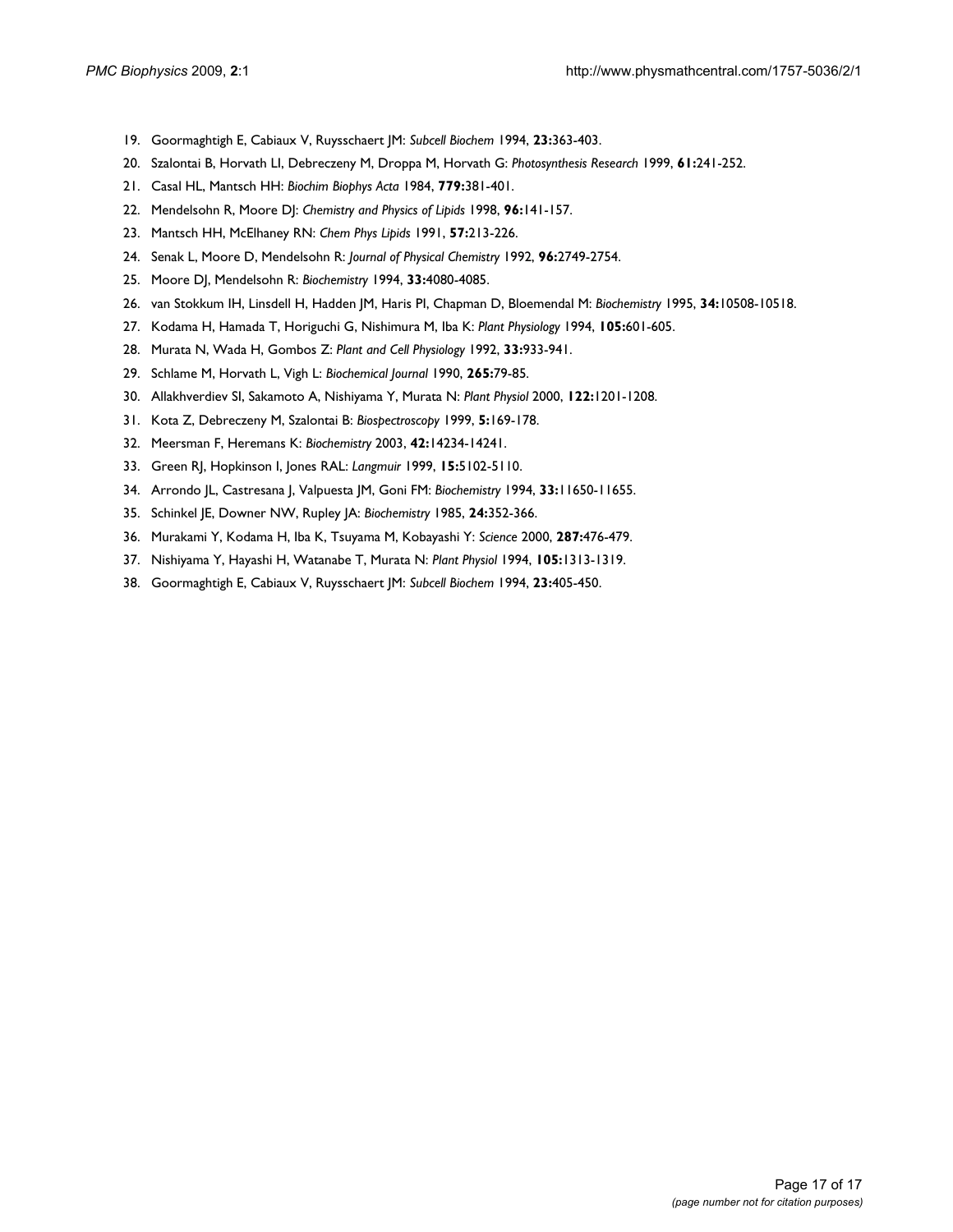19. Goormaghtigh E, Cabiaux V, Ruysschaert JM: *Subcell Biochem* 1994, **23:**363-403.
20. Szalontai B, Horvath LI, Debreczeny M, Droppa M, Horvath G: *Photosynthesis Research* 1999, **61:**241-252.
21. Casal HL, Mantsch HH: *Biochim Biophys Acta* 1984, **779:**381-401.
22. Mendelsohn R, Moore DJ: *Chemistry and Physics of Lipids* 1998, **96:**141-157.
23. Mantsch HH, McElhaney RN: *Chem Phys Lipids* 1991, **57:**213-226.
24. Senak L, Moore D, Mendelsohn R: *Journal of Physical Chemistry* 1992, **96:**2749-2754.
25. Moore DJ, Mendelsohn R: *Biochemistry* 1994, **33:**4080-4085.
26. van Stokkum IH, Linsdell H, Hadden JM, Haris PI, Chapman D, Bloemendal M: *Biochemistry* 1995, **34:**10508-10518.
27. Kodama H, Hamada T, Horiguchi G, Nishimura M, Iba K: *Plant Physiology* 1994, **105:**601-605.
28. Murata N, Wada H, Gombos Z: *Plant and Cell Physiology* 1992, **33:**933-941.
29. Schlame M, Horvath L, Vigh L: *Biochemical Journal* 1990, **265:**79-85.
30. Allakhverdiev SI, Sakamoto A, Nishiyama Y, Murata N: *Plant Physiol* 2000, **122:**1201-1208.
31. Kota Z, Debreczeny M, Szalontai B: *Biospectroscopy* 1999, **5:**169-178.
32. Meersman F, Heremans K: *Biochemistry* 2003, **42:**14234-14241.
33. Green RJ, Hopkinson I, Jones RAL: *Langmuir* 1999, **15:**5102-5110.
34. Arrondo JL, Castresana J, Valpuesta JM, Goni FM: *Biochemistry* 1994, **33:**11650-11655.
35. Schinkel JE, Downer NW, Rupley JA: *Biochemistry* 1985, **24:**352-366.
36. Murakami Y, Kodama H, Iba K, Tsuyama M, Kobayashi Y: *Science* 2000, **287:**476-479.
37. Nishiyama Y, Hayashi H, Watanabe T, Murata N: *Plant Physiol* 1994, **105:**1313-1319.
38. Goormaghtigh E, Cabiaux V, Ruysschaert JM: *Subcell Biochem* 1994, **23:**405-450.